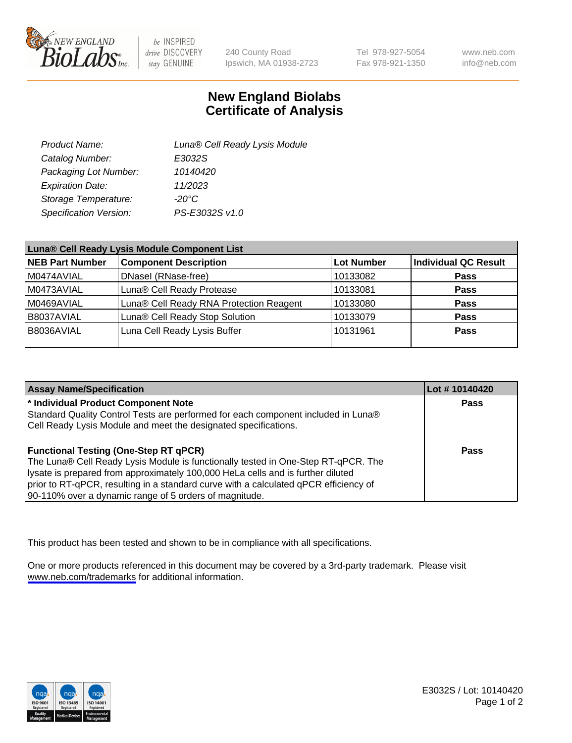# New England Biolabs Certificate of Analysis

| | |
|---|---|
| Product Name: | Luna® Cell Ready Lysis Module |
| Catalog Number: | E3032S |
| Packaging Lot Number: | 10140420 |
| Expiration Date: | 11/2023 |
| Storage Temperature: | -20°C |
| Specification Version: | PS-E3032S v1.0 |

| Luna® Cell Ready Lysis Module Component List | | | |
|---|---|---|---|
| **NEB Part Number** | **Component Description** | **Lot Number** | **Individual QC Result** |
| M0474AVIAL | DNaseI (RNase-free) | 10133082 | **Pass** |
| M0473AVIAL | Luna® Cell Ready Protease | 10133081 | **Pass** |
| M0469AVIAL | Luna® Cell Ready RNA Protection Reagent | 10133080 | **Pass** |
| B8037AVIAL | Luna® Cell Ready Stop Solution | 10133079 | **Pass** |
| B8036AVIAL | Luna Cell Ready Lysis Buffer | 10131961 | **Pass** |

| Assay Name/Specification | Lot # 10140420 |
|---|---|
| **\* Individual Product Component Note**<br>Standard Quality Control Tests are performed for each component included in Luna® Cell Ready Lysis Module and meet the designated specifications. | **Pass** |
| **Functional Testing (One-Step RT qPCR)**<br>The Luna® Cell Ready Lysis Module is functionally tested in One-Step RT-qPCR. The lysate is prepared from approximately 100,000 HeLa cells and is further diluted prior to RT-qPCR, resulting in a standard curve with a calculated qPCR efficiency of 90-110% over a dynamic range of 5 orders of magnitude. | **Pass** |

This product has been tested and shown to be in compliance with all specifications.

One or more products referenced in this document may be covered by a 3rd-party trademark. Please visit www.neb.com/trademarks for additional information.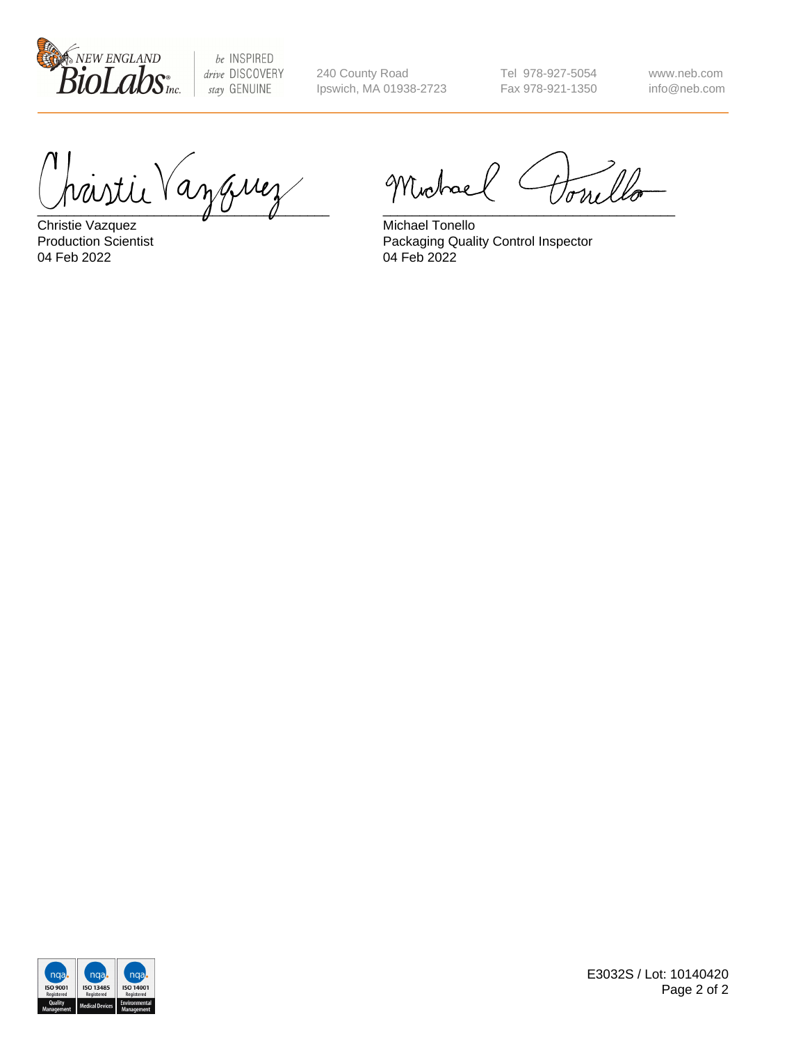Christie Vazquez
Production Scientist
04 Feb 2022

Michael Tonello
Packaging Quality Control Inspector
04 Feb 2022